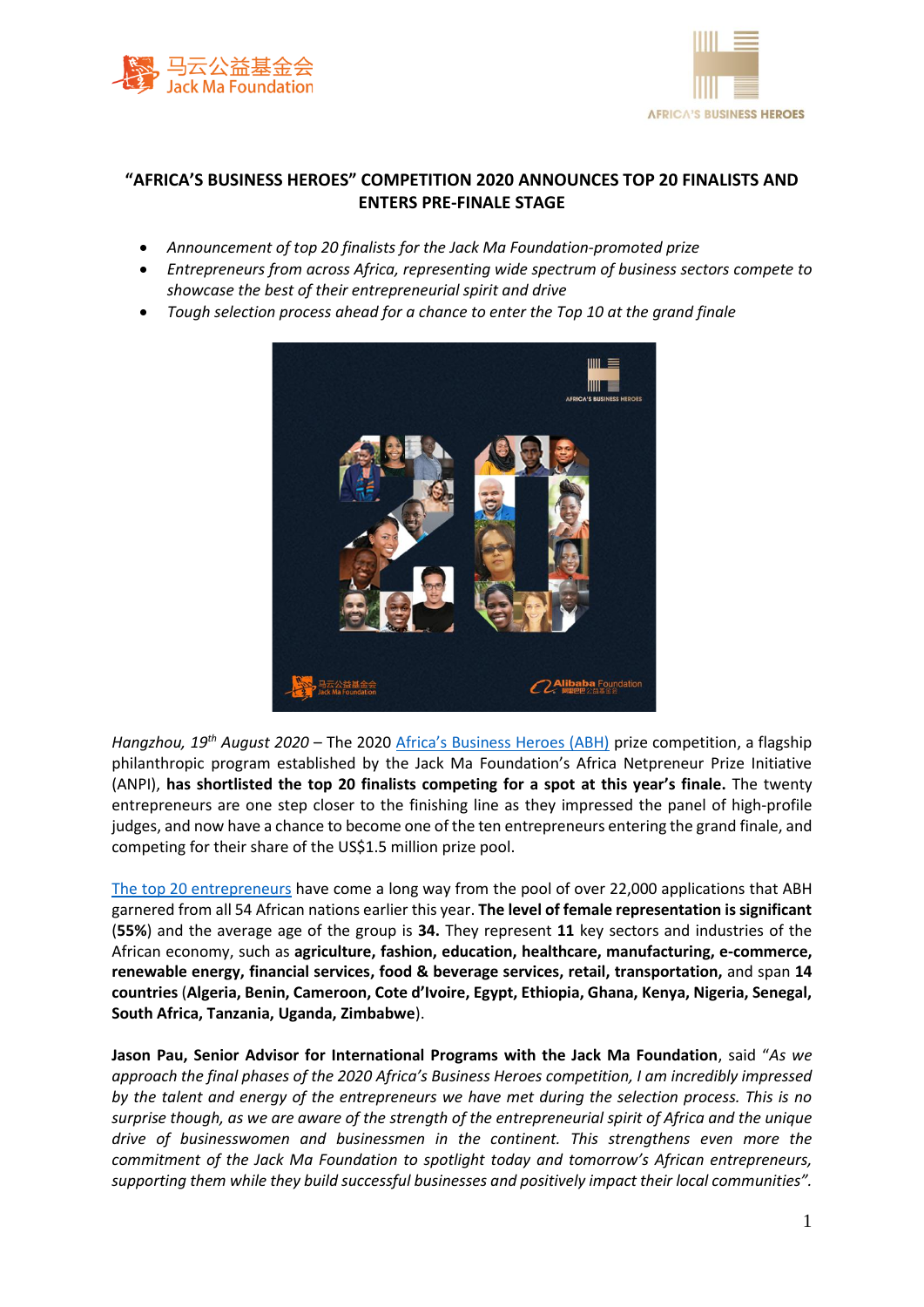# "AFRICA'S BUSINESS HEROES" COMPETITION 2020 ANNOUNCES TOP 20 FINALISTS AND ENTERS PRE-FINALE STAGE

- *Announcement of top 20 finalists for the Jack Ma Foundation-promoted prize*
- *Entrepreneurs from across Africa, representing wide spectrum of business sectors compete to showcase the best of their entrepreneurial spirit and drive*
- *Tough selection process ahead for a chance to enter the Top 10 at the grand finale*

*Hangzhou, 19th August 2020* – The 2020 Africa's Business Heroes (ABH) prize competition, a flagship philanthropic program established by the Jack Ma Foundation's Africa Netpreneur Prize Initiative (ANPI), **has shortlisted the top 20 finalists competing for a spot at this year's finale.** The twenty entrepreneurs are one step closer to the finishing line as they impressed the panel of high-profile judges, and now have a chance to become one of the ten entrepreneurs entering the grand finale, and competing for their share of the US$1.5 million prize pool.

The top 20 entrepreneurs have come a long way from the pool of over 22,000 applications that ABH garnered from all 54 African nations earlier this year. **The level of female representation is significant** (**55%**) and the average age of the group is **34.** They represent **11** key sectors and industries of the African economy, such as **agriculture, fashion, education, healthcare, manufacturing, e-commerce, renewable energy, financial services, food & beverage services, retail, transportation,** and span **14 countries** (**Algeria, Benin, Cameroon, Cote d'Ivoire, Egypt, Ethiopia, Ghana, Kenya, Nigeria, Senegal, South Africa, Tanzania, Uganda, Zimbabwe**).

**Jason Pau, Senior Advisor for International Programs with the Jack Ma Foundation**, said "*As we approach the final phases of the 2020 Africa's Business Heroes competition, I am incredibly impressed by the talent and energy of the entrepreneurs we have met during the selection process. This is no surprise though, as we are aware of the strength of the entrepreneurial spirit of Africa and the unique drive of businesswomen and businessmen in the continent. This strengthens even more the commitment of the Jack Ma Foundation to spotlight today and tomorrow's African entrepreneurs, supporting them while they build successful businesses and positively impact their local communities".*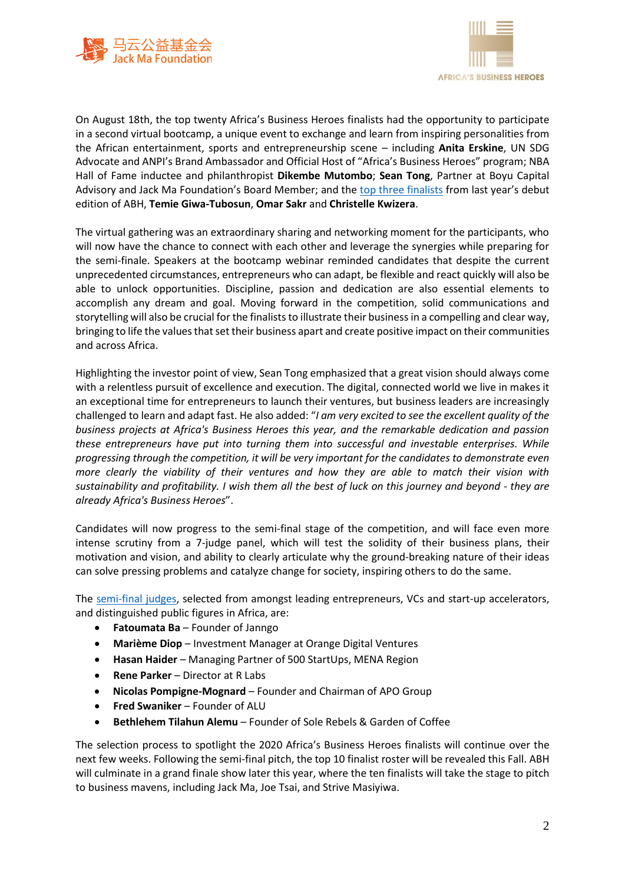On August 18th, the top twenty Africa's Business Heroes finalists had the opportunity to participate in a second virtual bootcamp, a unique event to exchange and learn from inspiring personalities from the African entertainment, sports and entrepreneurship scene – including **Anita Erskine**, UN SDG Advocate and ANPI's Brand Ambassador and Official Host of "Africa's Business Heroes" program; NBA Hall of Fame inductee and philanthropist **Dikembe Mutombo**; **Sean Tong**, Partner at Boyu Capital Advisory and Jack Ma Foundation's Board Member; and the top three finalists from last year's debut edition of ABH, **Temie Giwa-Tubosun**, **Omar Sakr** and **Christelle Kwizera**.

The virtual gathering was an extraordinary sharing and networking moment for the participants, who will now have the chance to connect with each other and leverage the synergies while preparing for the semi-finale. Speakers at the bootcamp webinar reminded candidates that despite the current unprecedented circumstances, entrepreneurs who can adapt, be flexible and react quickly will also be able to unlock opportunities. Discipline, passion and dedication are also essential elements to accomplish any dream and goal. Moving forward in the competition, solid communications and storytelling will also be crucial for the finalists to illustrate their business in a compelling and clear way, bringing to life the values that set their business apart and create positive impact on their communities and across Africa.

Highlighting the investor point of view, Sean Tong emphasized that a great vision should always come with a relentless pursuit of excellence and execution. The digital, connected world we live in makes it an exceptional time for entrepreneurs to launch their ventures, but business leaders are increasingly challenged to learn and adapt fast. He also added: "*I am very excited to see the excellent quality of the business projects at Africa's Business Heroes this year, and the remarkable dedication and passion these entrepreneurs have put into turning them into successful and investable enterprises. While progressing through the competition, it will be very important for the candidates to demonstrate even more clearly the viability of their ventures and how they are able to match their vision with sustainability and profitability. I wish them all the best of luck on this journey and beyond - they are already Africa's Business Heroes*".

Candidates will now progress to the semi-final stage of the competition, and will face even more intense scrutiny from a 7-judge panel, which will test the solidity of their business plans, their motivation and vision, and ability to clearly articulate why the ground-breaking nature of their ideas can solve pressing problems and catalyze change for society, inspiring others to do the same.

The semi-final judges, selected from amongst leading entrepreneurs, VCs and start-up accelerators, and distinguished public figures in Africa, are:

- **Fatoumata Ba** – Founder of Janngo
- **Marième Diop** – Investment Manager at Orange Digital Ventures
- **Hasan Haider** – Managing Partner of 500 StartUps, MENA Region
- **Rene Parker** – Director at R Labs
- **Nicolas Pompigne-Mognard** – Founder and Chairman of APO Group
- **Fred Swaniker** – Founder of ALU
- **Bethlehem Tilahun Alemu** – Founder of Sole Rebels & Garden of Coffee

The selection process to spotlight the 2020 Africa's Business Heroes finalists will continue over the next few weeks. Following the semi-final pitch, the top 10 finalist roster will be revealed this Fall. ABH will culminate in a grand finale show later this year, where the ten finalists will take the stage to pitch to business mavens, including Jack Ma, Joe Tsai, and Strive Masiyiwa.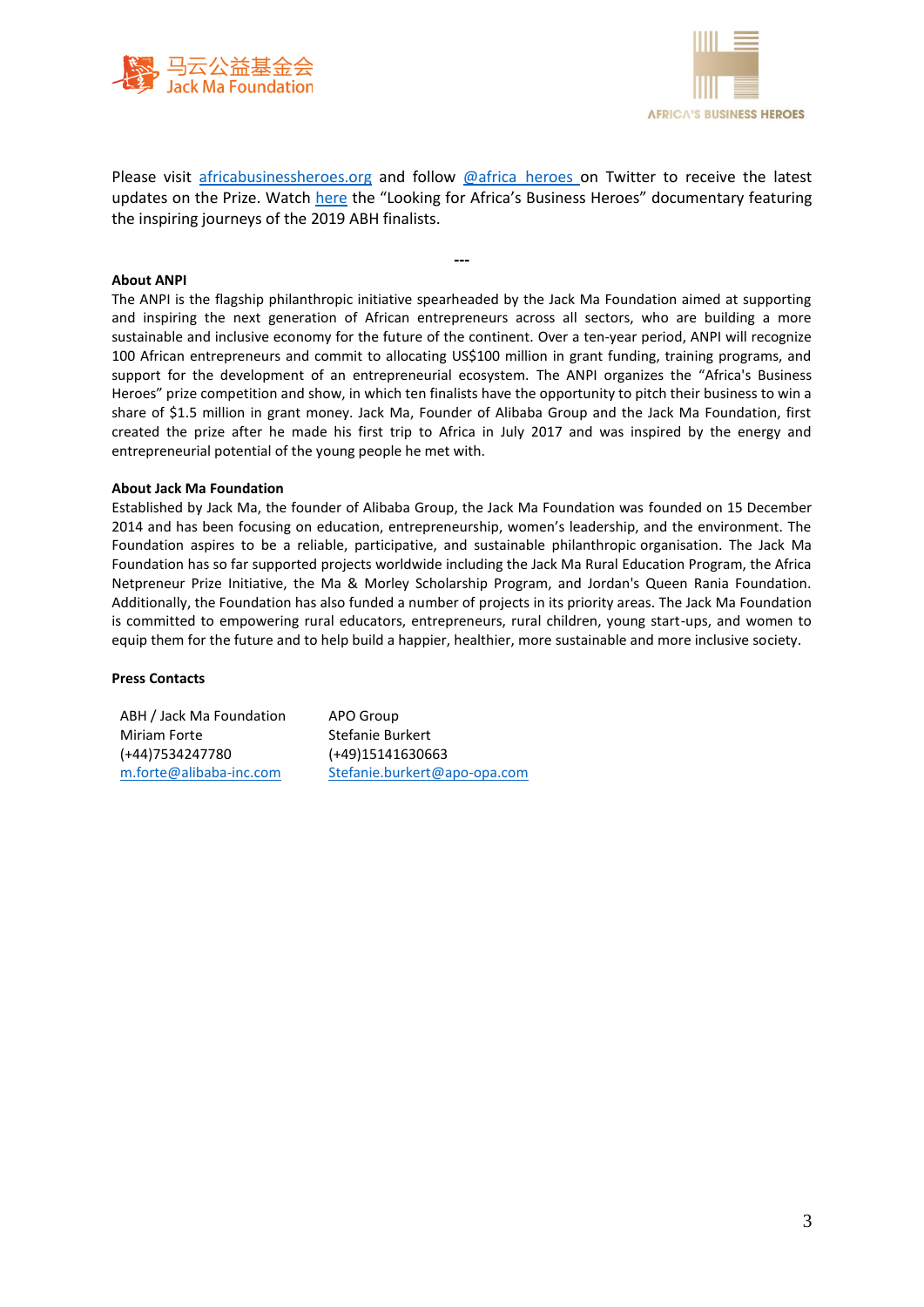Please visit africabusinessheroes.org and follow @africa_heroes on Twitter to receive the latest updates on the Prize. Watch here the "Looking for Africa's Business Heroes" documentary featuring the inspiring journeys of the 2019 ABH finalists.

---

**About ANPI**

The ANPI is the flagship philanthropic initiative spearheaded by the Jack Ma Foundation aimed at supporting and inspiring the next generation of African entrepreneurs across all sectors, who are building a more sustainable and inclusive economy for the future of the continent. Over a ten-year period, ANPI will recognize 100 African entrepreneurs and commit to allocating US$100 million in grant funding, training programs, and support for the development of an entrepreneurial ecosystem. The ANPI organizes the "Africa's Business Heroes" prize competition and show, in which ten finalists have the opportunity to pitch their business to win a share of $1.5 million in grant money. Jack Ma, Founder of Alibaba Group and the Jack Ma Foundation, first created the prize after he made his first trip to Africa in July 2017 and was inspired by the energy and entrepreneurial potential of the young people he met with.

**About Jack Ma Foundation**

Established by Jack Ma, the founder of Alibaba Group, the Jack Ma Foundation was founded on 15 December 2014 and has been focusing on education, entrepreneurship, women's leadership, and the environment. The Foundation aspires to be a reliable, participative, and sustainable philanthropic organisation. The Jack Ma Foundation has so far supported projects worldwide including the Jack Ma Rural Education Program, the Africa Netpreneur Prize Initiative, the Ma & Morley Scholarship Program, and Jordan's Queen Rania Foundation. Additionally, the Foundation has also funded a number of projects in its priority areas. The Jack Ma Foundation is committed to empowering rural educators, entrepreneurs, rural children, young start-ups, and women to equip them for the future and to help build a happier, healthier, more sustainable and more inclusive society.

**Press Contacts**

| | |
|---|---|
| ABH / Jack Ma Foundation | APO Group |
| Miriam Forte | Stefanie Burkert |
| (+44)7534247780 | (+49)15141630663 |
| m.forte@alibaba-inc.com | Stefanie.burkert@apo-opa.com |